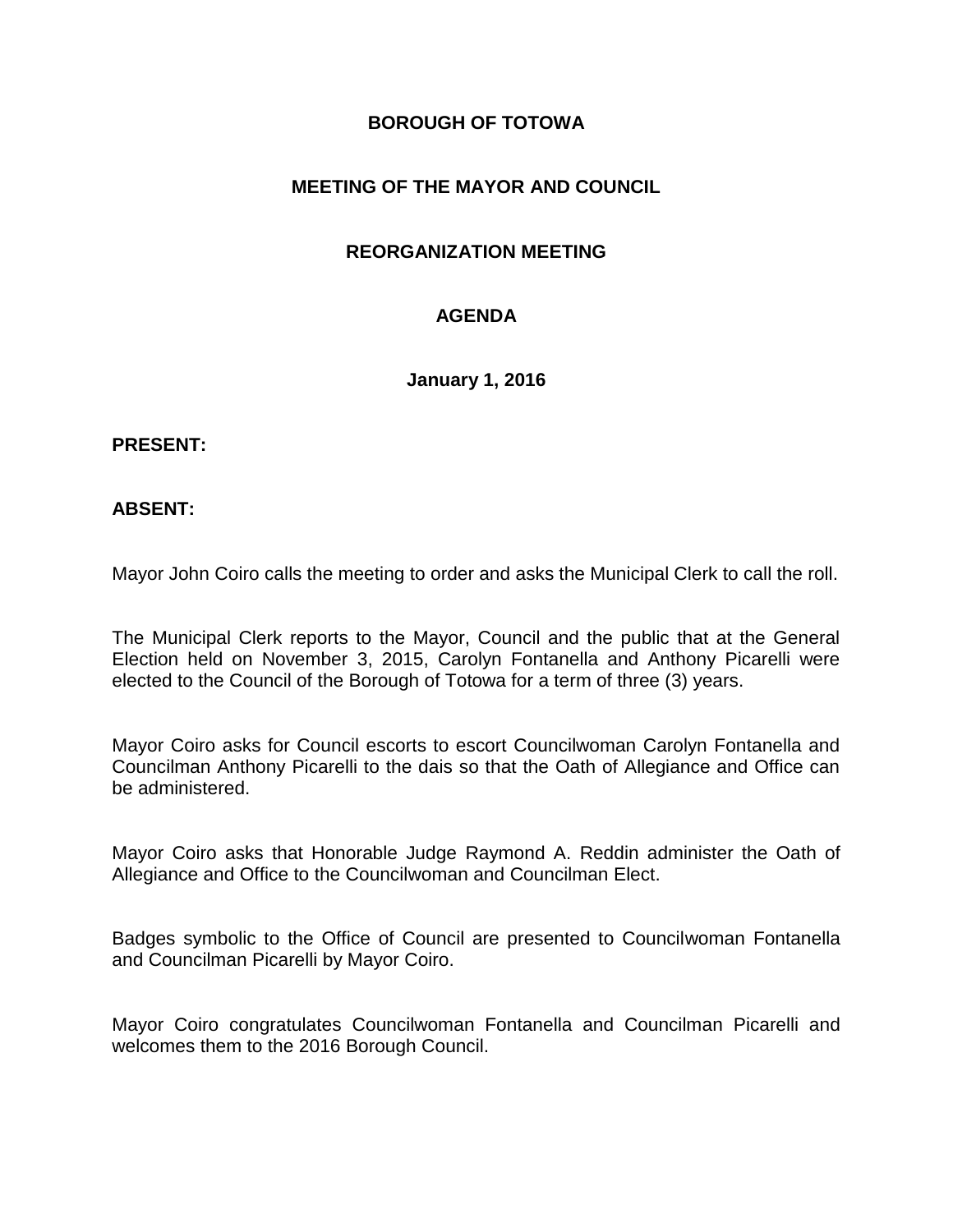# BOROUGH OF TOTOWA

## MEETING OF THE MAYOR AND COUNCIL

## REORGANIZATION MEETING

## AGENDA

**January 1, 2016**

**PRESENT:**

**ABSENT:**

Mayor John Coiro calls the meeting to order and asks the Municipal Clerk to call the roll.

The Municipal Clerk reports to the Mayor, Council and the public that at the General Election held on November 3, 2015, Carolyn Fontanella and Anthony Picarelli were elected to the Council of the Borough of Totowa for a term of three (3) years.

Mayor Coiro asks for Council escorts to escort Councilwoman Carolyn Fontanella and Councilman Anthony Picarelli to the dais so that the Oath of Allegiance and Office can be administered.

Mayor Coiro asks that Honorable Judge Raymond A. Reddin administer the Oath of Allegiance and Office to the Councilwoman and Councilman Elect.

Badges symbolic to the Office of Council are presented to Councilwoman Fontanella and Councilman Picarelli by Mayor Coiro.

Mayor Coiro congratulates Councilwoman Fontanella and Councilman Picarelli and welcomes them to the 2016 Borough Council.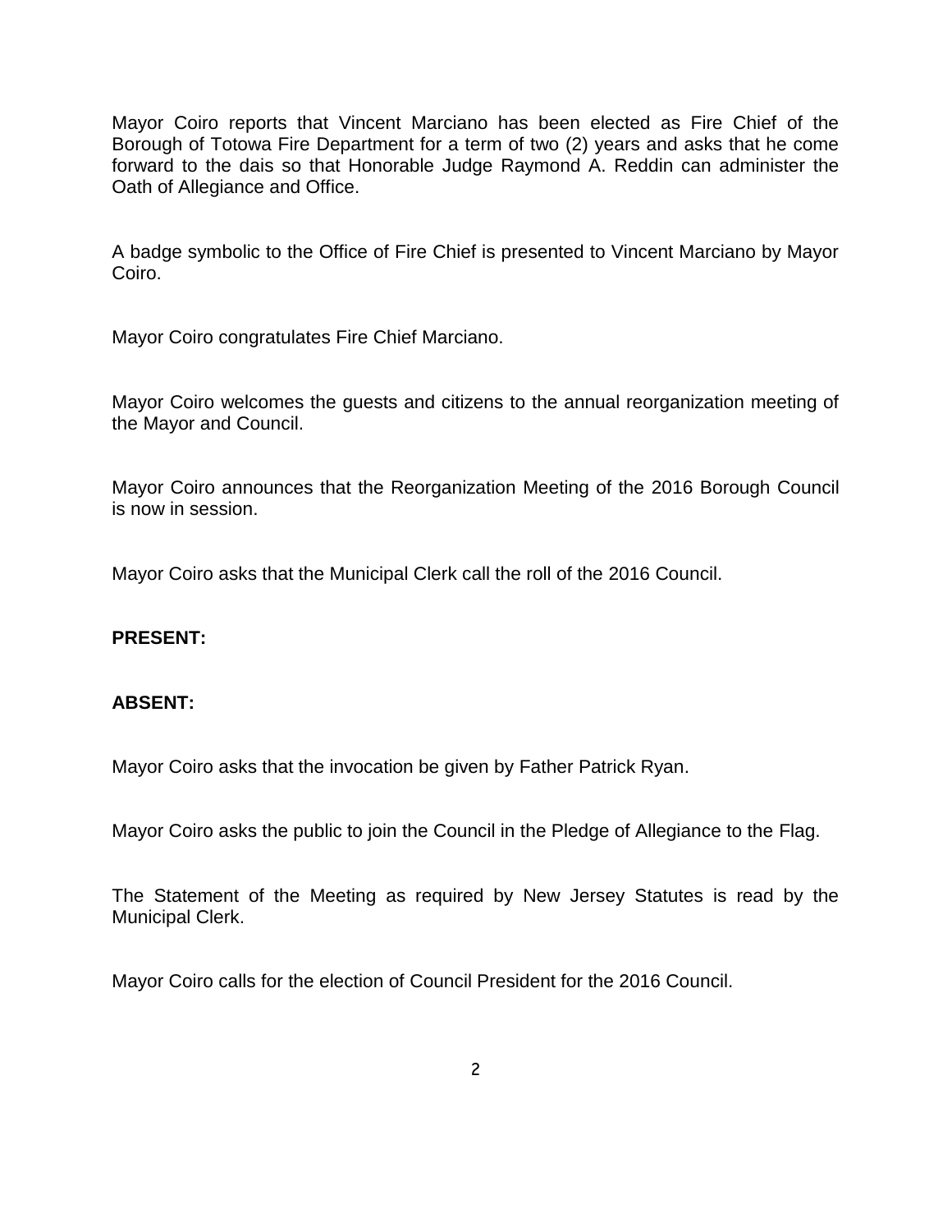Mayor Coiro reports that Vincent Marciano has been elected as Fire Chief of the Borough of Totowa Fire Department for a term of two (2) years and asks that he come forward to the dais so that Honorable Judge Raymond A. Reddin can administer the Oath of Allegiance and Office.

A badge symbolic to the Office of Fire Chief is presented to Vincent Marciano by Mayor Coiro.

Mayor Coiro congratulates Fire Chief Marciano.

Mayor Coiro welcomes the guests and citizens to the annual reorganization meeting of the Mayor and Council.

Mayor Coiro announces that the Reorganization Meeting of the 2016 Borough Council is now in session.

Mayor Coiro asks that the Municipal Clerk call the roll of the 2016 Council.

**PRESENT:**

**ABSENT:**

Mayor Coiro asks that the invocation be given by Father Patrick Ryan.

Mayor Coiro asks the public to join the Council in the Pledge of Allegiance to the Flag.

The Statement of the Meeting as required by New Jersey Statutes is read by the Municipal Clerk.

Mayor Coiro calls for the election of Council President for the 2016 Council.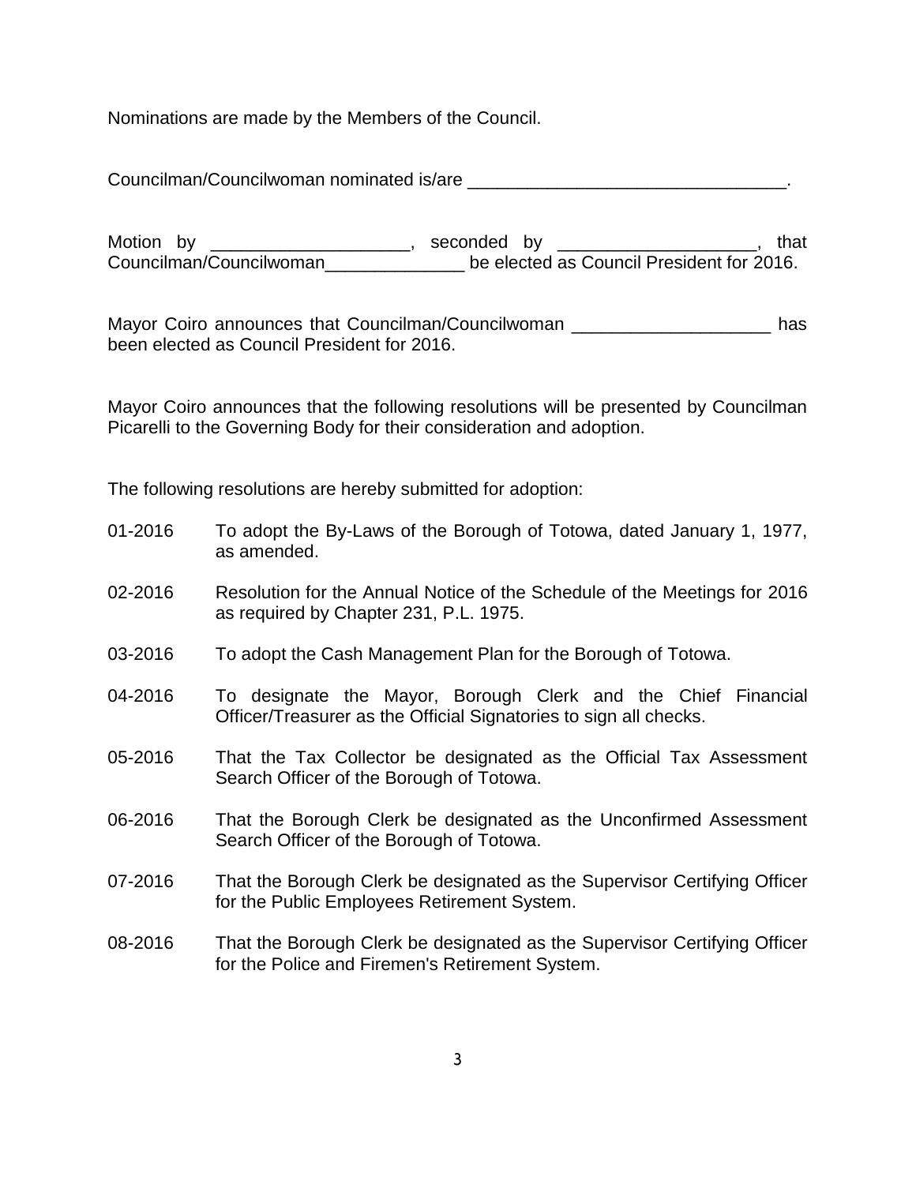Nominations are made by the Members of the Council.

Councilman/Councilwoman nominated is/are ________________________________.

Motion by ____________________, seconded by ____________________, that Councilman/Councilwoman______________ be elected as Council President for 2016.

Mayor Coiro announces that Councilman/Councilwoman ____________________ has been elected as Council President for 2016.

Mayor Coiro announces that the following resolutions will be presented by Councilman Picarelli to the Governing Body for their consideration and adoption.

The following resolutions are hereby submitted for adoption:

01-2016 To adopt the By-Laws of the Borough of Totowa, dated January 1, 1977, as amended.

02-2016 Resolution for the Annual Notice of the Schedule of the Meetings for 2016 as required by Chapter 231, P.L. 1975.

03-2016 To adopt the Cash Management Plan for the Borough of Totowa.

04-2016 To designate the Mayor, Borough Clerk and the Chief Financial Officer/Treasurer as the Official Signatories to sign all checks.

05-2016 That the Tax Collector be designated as the Official Tax Assessment Search Officer of the Borough of Totowa.

06-2016 That the Borough Clerk be designated as the Unconfirmed Assessment Search Officer of the Borough of Totowa.

07-2016 That the Borough Clerk be designated as the Supervisor Certifying Officer for the Public Employees Retirement System.

08-2016 That the Borough Clerk be designated as the Supervisor Certifying Officer for the Police and Firemen's Retirement System.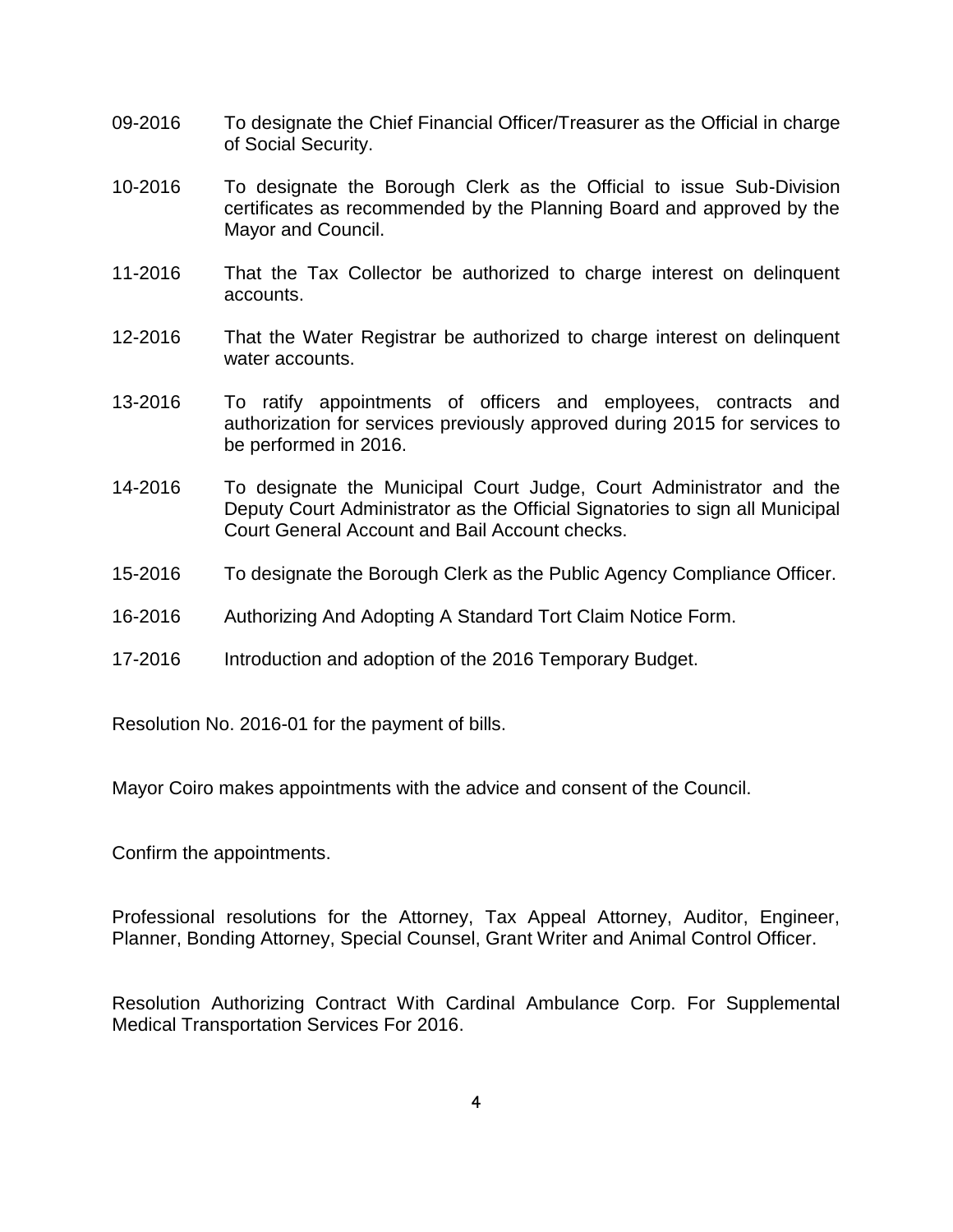09-2016 To designate the Chief Financial Officer/Treasurer as the Official in charge of Social Security.

10-2016 To designate the Borough Clerk as the Official to issue Sub-Division certificates as recommended by the Planning Board and approved by the Mayor and Council.

11-2016 That the Tax Collector be authorized to charge interest on delinquent accounts.

12-2016 That the Water Registrar be authorized to charge interest on delinquent water accounts.

13-2016 To ratify appointments of officers and employees, contracts and authorization for services previously approved during 2015 for services to be performed in 2016.

14-2016 To designate the Municipal Court Judge, Court Administrator and the Deputy Court Administrator as the Official Signatories to sign all Municipal Court General Account and Bail Account checks.

15-2016 To designate the Borough Clerk as the Public Agency Compliance Officer.

16-2016 Authorizing And Adopting A Standard Tort Claim Notice Form.

17-2016 Introduction and adoption of the 2016 Temporary Budget.

Resolution No. 2016-01 for the payment of bills.

Mayor Coiro makes appointments with the advice and consent of the Council.

Confirm the appointments.

Professional resolutions for the Attorney, Tax Appeal Attorney, Auditor, Engineer, Planner, Bonding Attorney, Special Counsel, Grant Writer and Animal Control Officer.

Resolution Authorizing Contract With Cardinal Ambulance Corp. For Supplemental Medical Transportation Services For 2016.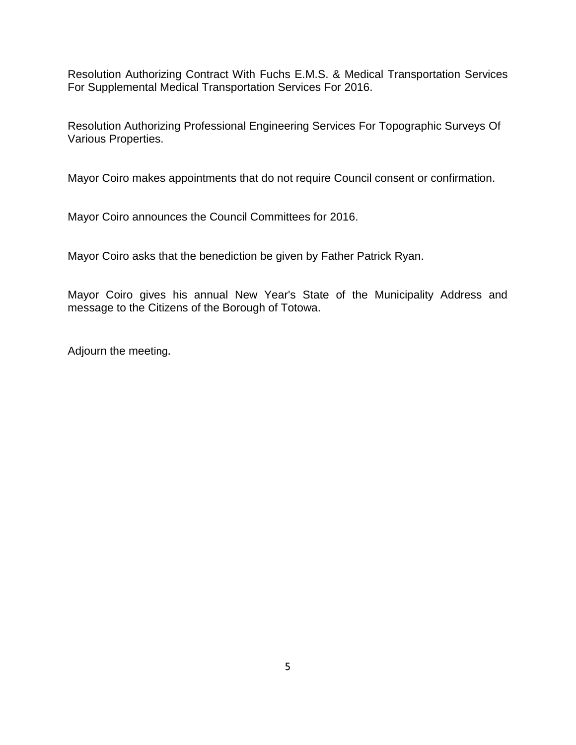Resolution Authorizing Contract With Fuchs E.M.S. & Medical Transportation Services For Supplemental Medical Transportation Services For 2016.

Resolution Authorizing Professional Engineering Services For Topographic Surveys Of Various Properties.

Mayor Coiro makes appointments that do not require Council consent or confirmation.

Mayor Coiro announces the Council Committees for 2016.

Mayor Coiro asks that the benediction be given by Father Patrick Ryan.

Mayor Coiro gives his annual New Year's State of the Municipality Address and message to the Citizens of the Borough of Totowa.

Adjourn the meeting.